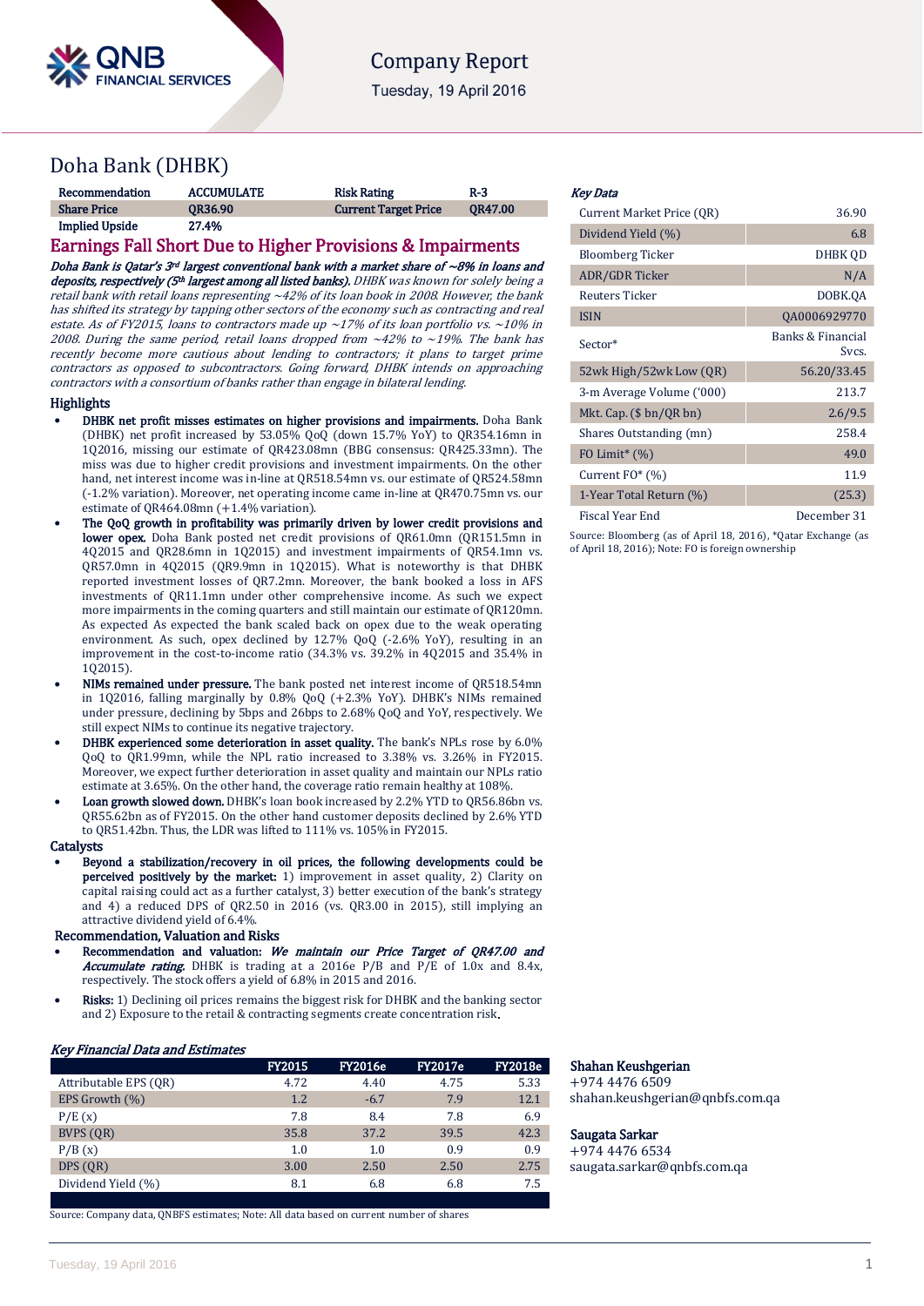# Company Report

Tuesday, 19 April 2016

## Doha Bank (DHBK)

| Recommendation | ACCUMULATE | Risk Rating | R-3 |
|---|---|---|---|
| Share Price | QR36.90 | Current Target Price | QR47.00 |
| Implied Upside | 27.4% | | |

## Earnings Fall Short Due to Higher Provisions & Impairments

***Doha Bank is Qatar's 3rd largest conventional bank with a market share of ~8% in loans and deposits, respectively (5th largest among all listed banks).*** *DHBK was known for solely being a retail bank with retail loans representing ~42% of its loan book in 2008. However, the bank has shifted its strategy by tapping other sectors of the economy such as contracting and real estate. As of FY2015, loans to contractors made up ~17% of its loan portfolio vs. ~10% in 2008. During the same period, retail loans dropped from ~42% to ~19%. The bank has recently become more cautious about lending to contractors; it plans to target prime contractors as opposed to subcontractors. Going forward, DHBK intends on approaching contractors with a consortium of banks rather than engage in bilateral lending.*

### Highlights

- **DHBK net profit misses estimates on higher provisions and impairments.** Doha Bank (DHBK) net profit increased by 53.05% QoQ (down 15.7% YoY) to QR354.16mn in 1Q2016, missing our estimate of QR423.08mn (BBG consensus: QR425.33mn). The miss was due to higher credit provisions and investment impairments. On the other hand, net interest income was in-line at QR518.54mn vs. our estimate of QR524.58mn (-1.2% variation). Moreover, net operating income came in-line at QR470.75mn vs. our estimate of QR464.08mn (+1.4% variation).
- **The QoQ growth in profitability was primarily driven by lower credit provisions and lower opex.** Doha Bank posted net credit provisions of QR61.0mn (QR151.5mn in 4Q2015 and QR28.6mn in 1Q2015) and investment impairments of QR54.1mn vs. QR57.0mn in 4Q2015 (QR9.9mn in 1Q2015). What is noteworthy is that DHBK reported investment losses of QR7.2mn. Moreover, the bank booked a loss in AFS investments of QR11.1mn under other comprehensive income. As such we expect more impairments in the coming quarters and still maintain our estimate of QR120mn. As expected As expected the bank scaled back on opex due to the weak operating environment. As such, opex declined by 12.7% QoQ (-2.6% YoY), resulting in an improvement in the cost-to-income ratio (34.3% vs. 39.2% in 4Q2015 and 35.4% in 1Q2015).
- **NIMs remained under pressure.** The bank posted net interest income of QR518.54mn in 1Q2016, falling marginally by 0.8% QoQ (+2.3% YoY). DHBK's NIMs remained under pressure, declining by 5bps and 26bps to 2.68% QoQ and YoY, respectively. We still expect NIMs to continue its negative trajectory.
- **DHBK experienced some deterioration in asset quality.** The bank's NPLs rose by 6.0% QoQ to QR1.99mn, while the NPL ratio increased to 3.38% vs. 3.26% in FY2015. Moreover, we expect further deterioration in asset quality and maintain our NPLs ratio estimate at 3.65%. On the other hand, the coverage ratio remain healthy at 108%.
- **Loan growth slowed down.** DHBK's loan book increased by 2.2% YTD to QR56.86bn vs. QR55.62bn as of FY2015. On the other hand customer deposits declined by 2.6% YTD to QR51.42bn. Thus, the LDR was lifted to 111% vs. 105% in FY2015.

### Catalysts

- **Beyond a stabilization/recovery in oil prices, the following developments could be perceived positively by the market:** 1) improvement in asset quality, 2) Clarity on capital raising could act as a further catalyst, 3) better execution of the bank's strategy and 4) a reduced DPS of QR2.50 in 2016 (vs. QR3.00 in 2015), still implying an attractive dividend yield of 6.4%.

### Recommendation, Valuation and Risks

- **Recommendation and valuation:** ***We maintain our Price Target of QR47.00 and Accumulate rating.*** DHBK is trading at a 2016e P/B and P/E of 1.0x and 8.4x, respectively. The stock offers a yield of 6.8% in 2015 and 2016.
- **Risks:** 1) Declining oil prices remains the biggest risk for DHBK and the banking sector and 2) Exposure to the retail & contracting segments create concentration risk.

### *Key Financial Data and Estimates*

| | FY2015 | FY2016e | FY2017e | FY2018e |
|---|---|---|---|---|
| Attributable EPS (QR) | 4.72 | 4.40 | 4.75 | 5.33 |
| EPS Growth (%) | 1.2 | -6.7 | 7.9 | 12.1 |
| P/E (x) | 7.8 | 8.4 | 7.8 | 6.9 |
| BVPS (QR) | 35.8 | 37.2 | 39.5 | 42.3 |
| P/B (x) | 1.0 | 1.0 | 0.9 | 0.9 |
| DPS (QR) | 3.00 | 2.50 | 2.50 | 2.75 |
| Dividend Yield (%) | 8.1 | 6.8 | 6.8 | 7.5 |

Source: Company data, QNBFS estimates; Note: All data based on current number of shares

### *Key Data*

| | |
|---|---|
| Current Market Price (QR) | 36.90 |
| Dividend Yield (%) | 6.8 |
| Bloomberg Ticker | DHBK QD |
| ADR/GDR Ticker | N/A |
| Reuters Ticker | DOBK.QA |
| ISIN | QA0006929770 |
| Sector* | Banks & Financial Svcs. |
| 52wk High/52wk Low (QR) | 56.20/33.45 |
| 3-m Average Volume ('000) | 213.7 |
| Mkt. Cap. ($ bn/QR bn) | 2.6/9.5 |
| Shares Outstanding (mn) | 258.4 |
| FO Limit* (%) | 49.0 |
| Current FO* (%) | 11.9 |
| 1-Year Total Return (%) | (25.3) |
| Fiscal Year End | December 31 |

Source: Bloomberg (as of April 18, 2016), *Qatar Exchange (as of April 18, 2016); Note: FO is foreign ownership

**Shahan Keushgerian**
+974 4476 6509
shahan.keushgerian@qnbfs.com.qa

**Saugata Sarkar**
+974 4476 6534
saugata.sarkar@qnbfs.com.qa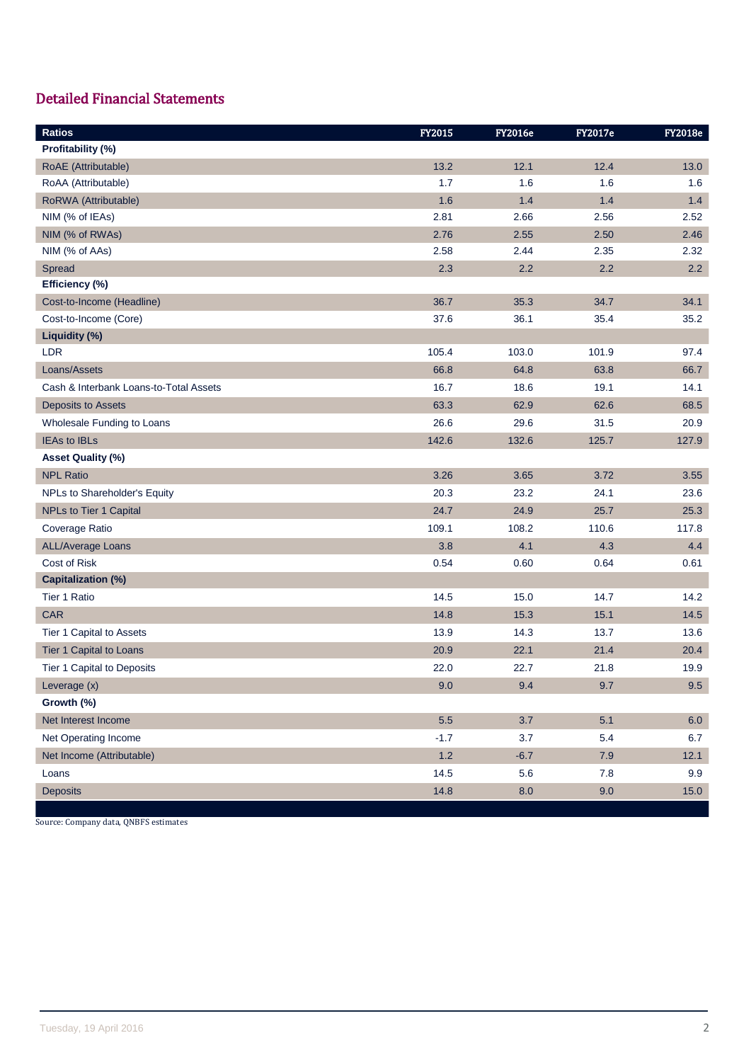## Detailed Financial Statements

| Ratios | FY2015 | FY2016e | FY2017e | FY2018e |
|---|---|---|---|---|
| **Profitability (%)** | | | | |
| RoAE (Attributable) | 13.2 | 12.1 | 12.4 | 13.0 |
| RoAA (Attributable) | 1.7 | 1.6 | 1.6 | 1.6 |
| RoRWA (Attributable) | 1.6 | 1.4 | 1.4 | 1.4 |
| NIM (% of IEAs) | 2.81 | 2.66 | 2.56 | 2.52 |
| NIM (% of RWAs) | 2.76 | 2.55 | 2.50 | 2.46 |
| NIM (% of AAs) | 2.58 | 2.44 | 2.35 | 2.32 |
| Spread | 2.3 | 2.2 | 2.2 | 2.2 |
| **Efficiency (%)** | | | | |
| Cost-to-Income (Headline) | 36.7 | 35.3 | 34.7 | 34.1 |
| Cost-to-Income (Core) | 37.6 | 36.1 | 35.4 | 35.2 |
| **Liquidity (%)** | | | | |
| LDR | 105.4 | 103.0 | 101.9 | 97.4 |
| Loans/Assets | 66.8 | 64.8 | 63.8 | 66.7 |
| Cash & Interbank Loans-to-Total Assets | 16.7 | 18.6 | 19.1 | 14.1 |
| Deposits to Assets | 63.3 | 62.9 | 62.6 | 68.5 |
| Wholesale Funding to Loans | 26.6 | 29.6 | 31.5 | 20.9 |
| IEAs to IBLs | 142.6 | 132.6 | 125.7 | 127.9 |
| **Asset Quality (%)** | | | | |
| NPL Ratio | 3.26 | 3.65 | 3.72 | 3.55 |
| NPLs to Shareholder's Equity | 20.3 | 23.2 | 24.1 | 23.6 |
| NPLs to Tier 1 Capital | 24.7 | 24.9 | 25.7 | 25.3 |
| Coverage Ratio | 109.1 | 108.2 | 110.6 | 117.8 |
| ALL/Average Loans | 3.8 | 4.1 | 4.3 | 4.4 |
| Cost of Risk | 0.54 | 0.60 | 0.64 | 0.61 |
| **Capitalization (%)** | | | | |
| Tier 1 Ratio | 14.5 | 15.0 | 14.7 | 14.2 |
| CAR | 14.8 | 15.3 | 15.1 | 14.5 |
| Tier 1 Capital to Assets | 13.9 | 14.3 | 13.7 | 13.6 |
| Tier 1 Capital to Loans | 20.9 | 22.1 | 21.4 | 20.4 |
| Tier 1 Capital to Deposits | 22.0 | 22.7 | 21.8 | 19.9 |
| Leverage (x) | 9.0 | 9.4 | 9.7 | 9.5 |
| **Growth (%)** | | | | |
| Net Interest Income | 5.5 | 3.7 | 5.1 | 6.0 |
| Net Operating Income | -1.7 | 3.7 | 5.4 | 6.7 |
| Net Income (Attributable) | 1.2 | -6.7 | 7.9 | 12.1 |
| Loans | 14.5 | 5.6 | 7.8 | 9.9 |
| Deposits | 14.8 | 8.0 | 9.0 | 15.0 |

Source: Company data, QNBFS estimates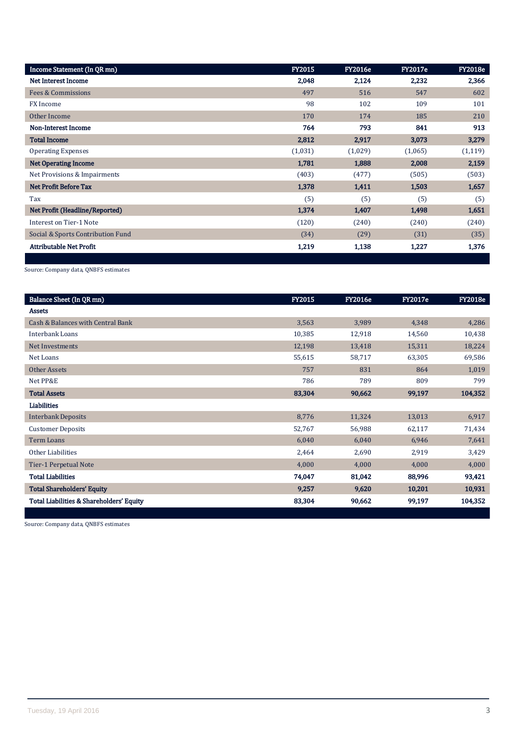| Income Statement (In QR mn) | FY2015 | FY2016e | FY2017e | FY2018e |
|---|---|---|---|---|
| **Net Interest Income** | **2,048** | **2,124** | **2,232** | **2,366** |
| Fees & Commissions | 497 | 516 | 547 | 602 |
| FX Income | 98 | 102 | 109 | 101 |
| Other Income | 170 | 174 | 185 | 210 |
| **Non-Interest Income** | **764** | **793** | **841** | **913** |
| **Total Income** | **2,812** | **2,917** | **3,073** | **3,279** |
| Operating Expenses | (1,031) | (1,029) | (1,065) | (1,119) |
| **Net Operating Income** | **1,781** | **1,888** | **2,008** | **2,159** |
| Net Provisions & Impairments | (403) | (477) | (505) | (503) |
| **Net Profit Before Tax** | **1,378** | **1,411** | **1,503** | **1,657** |
| Tax | (5) | (5) | (5) | (5) |
| **Net Profit (Headline/Reported)** | **1,374** | **1,407** | **1,498** | **1,651** |
| Interest on Tier-1 Note | (120) | (240) | (240) | (240) |
| Social & Sports Contribution Fund | (34) | (29) | (31) | (35) |
| **Attributable Net Profit** | **1,219** | **1,138** | **1,227** | **1,376** |

Source: Company data, QNBFS estimates

| Balance Sheet (In QR mn) | FY2015 | FY2016e | FY2017e | FY2018e |
|---|---|---|---|---|
| **Assets** | | | | |
| Cash & Balances with Central Bank | 3,563 | 3,989 | 4,348 | 4,286 |
| Interbank Loans | 10,385 | 12,918 | 14,560 | 10,438 |
| Net Investments | 12,198 | 13,418 | 15,311 | 18,224 |
| Net Loans | 55,615 | 58,717 | 63,305 | 69,586 |
| Other Assets | 757 | 831 | 864 | 1,019 |
| Net PP&E | 786 | 789 | 809 | 799 |
| **Total Assets** | **83,304** | **90,662** | **99,197** | **104,352** |
| **Liabilities** | | | | |
| Interbank Deposits | 8,776 | 11,324 | 13,013 | 6,917 |
| Customer Deposits | 52,767 | 56,988 | 62,117 | 71,434 |
| Term Loans | 6,040 | 6,040 | 6,946 | 7,641 |
| Other Liabilities | 2,464 | 2,690 | 2,919 | 3,429 |
| Tier-1 Perpetual Note | 4,000 | 4,000 | 4,000 | 4,000 |
| **Total Liabilities** | **74,047** | **81,042** | **88,996** | **93,421** |
| **Total Shareholders' Equity** | **9,257** | **9,620** | **10,201** | **10,931** |
| **Total Liabilities & Shareholders' Equity** | **83,304** | **90,662** | **99,197** | **104,352** |

Source: Company data, QNBFS estimates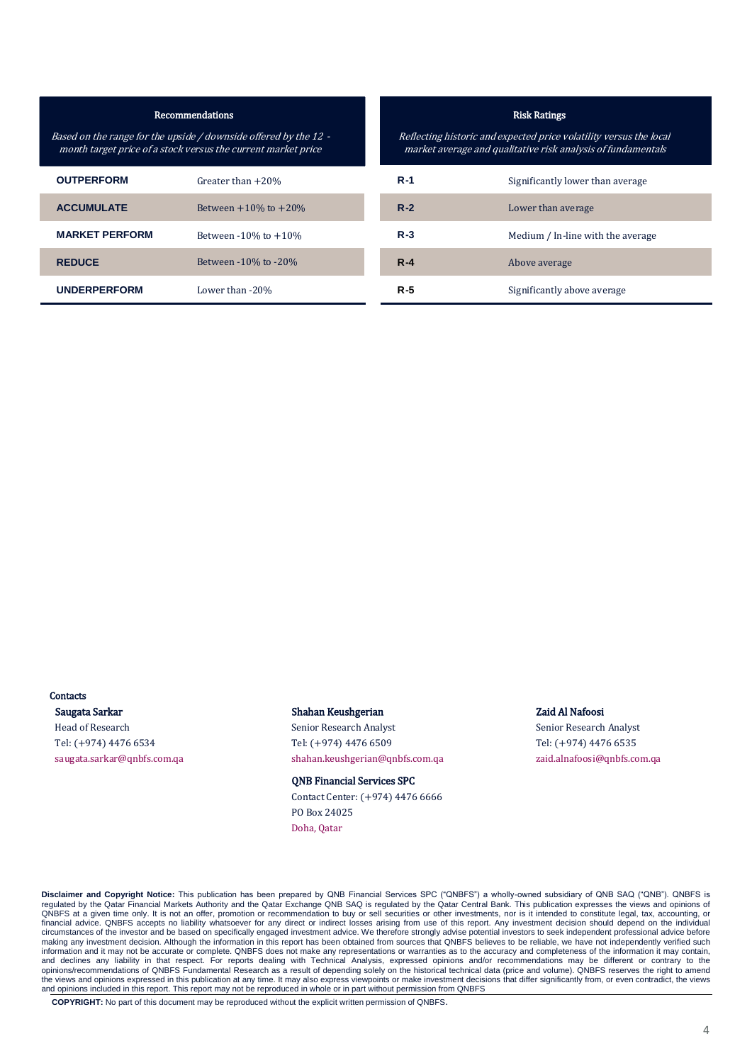| Recommendations | |
|---|---|
| *Based on the range for the upside / downside offered by the 12 - month target price of a stock versus the current market price* | |
| **OUTPERFORM** | Greater than +20% |
| **ACCUMULATE** | Between +10% to +20% |
| **MARKET PERFORM** | Between -10% to +10% |
| **REDUCE** | Between -10% to -20% |
| **UNDERPERFORM** | Lower than -20% |

| Risk Ratings | |
|---|---|
| *Reflecting historic and expected price volatility versus the local market average and qualitative risk analysis of fundamentals* | |
| **R-1** | Significantly lower than average |
| **R-2** | Lower than average |
| **R-3** | Medium / In-line with the average |
| **R-4** | Above average |
| **R-5** | Significantly above average |

**Contacts**

**Saugata Sarkar**
Head of Research
Tel: (+974) 4476 6534
saugata.sarkar@qnbfs.com.qa

**Shahan Keushgerian**
Senior Research Analyst
Tel: (+974) 4476 6509
shahan.keushgerian@qnbfs.com.qa

**Zaid Al Nafoosi**
Senior Research Analyst
Tel: (+974) 4476 6535
zaid.alnafoosi@qnbfs.com.qa

**QNB Financial Services SPC**
Contact Center: (+974) 4476 6666
PO Box 24025
Doha, Qatar

**Disclaimer and Copyright Notice:** This publication has been prepared by QNB Financial Services SPC ("QNBFS") a wholly-owned subsidiary of QNB SAQ ("QNB"). QNBFS is regulated by the Qatar Financial Markets Authority and the Qatar Exchange QNB SAQ is regulated by the Qatar Central Bank. This publication expresses the views and opinions of QNBFS at a given time only. It is not an offer, promotion or recommendation to buy or sell securities or other investments, nor is it intended to constitute legal, tax, accounting, or financial advice. QNBFS accepts no liability whatsoever for any direct or indirect losses arising from use of this report. Any investment decision should depend on the individual circumstances of the investor and be based on specifically engaged investment advice. We therefore strongly advise potential investors to seek independent professional advice before making any investment decision. Although the information in this report has been obtained from sources that QNBFS believes to be reliable, we have not independently verified such information and it may not be accurate or complete. QNBFS does not make any representations or warranties as to the accuracy and completeness of the information it may contain, and declines any liability in that respect. For reports dealing with Technical Analysis, expressed opinions and/or recommendations may be different or contrary to the opinions/recommendations of QNBFS Fundamental Research as a result of depending solely on the historical technical data (price and volume). QNBFS reserves the right to amend the views and opinions expressed in this publication at any time. It may also express viewpoints or make investment decisions that differ significantly from, or even contradict, the views and opinions included in this report. This report may not be reproduced in whole or in part without permission from QNBFS

**COPYRIGHT:** No part of this document may be reproduced without the explicit written permission of QNBFS.